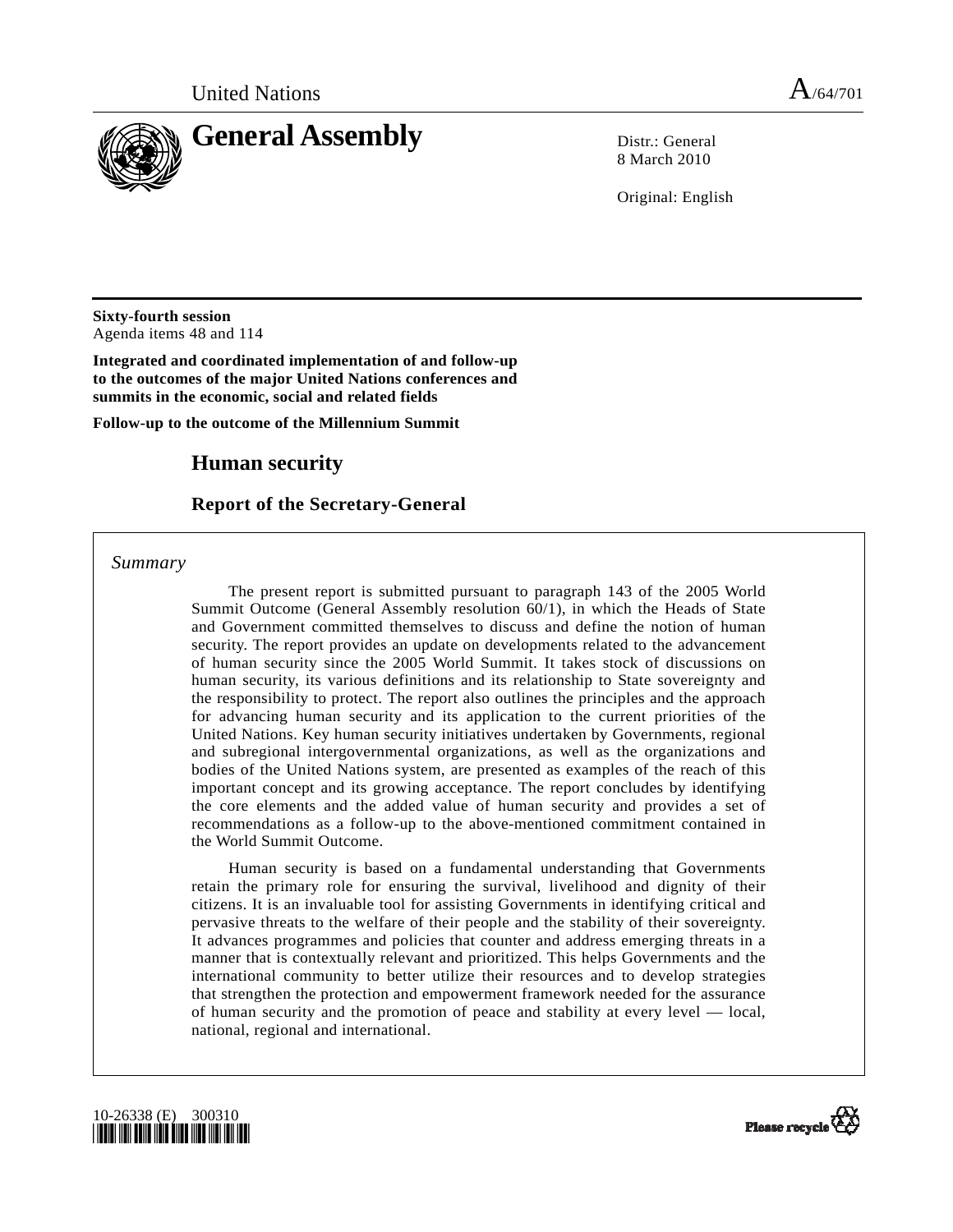United Nations A/64/701

# General Assembly

Distr.: General
8 March 2010

Original: English

**Sixty-fourth session**
Agenda items 48 and 114

**Integrated and coordinated implementation of and follow-up to the outcomes of the major United Nations conferences and summits in the economic, social and related fields**

**Follow-up to the outcome of the Millennium Summit**

## Human security

### Report of the Secretary-General

*Summary*

The present report is submitted pursuant to paragraph 143 of the 2005 World Summit Outcome (General Assembly resolution 60/1), in which the Heads of State and Government committed themselves to discuss and define the notion of human security. The report provides an update on developments related to the advancement of human security since the 2005 World Summit. It takes stock of discussions on human security, its various definitions and its relationship to State sovereignty and the responsibility to protect. The report also outlines the principles and the approach for advancing human security and its application to the current priorities of the United Nations. Key human security initiatives undertaken by Governments, regional and subregional intergovernmental organizations, as well as the organizations and bodies of the United Nations system, are presented as examples of the reach of this important concept and its growing acceptance. The report concludes by identifying the core elements and the added value of human security and provides a set of recommendations as a follow-up to the above-mentioned commitment contained in the World Summit Outcome.

Human security is based on a fundamental understanding that Governments retain the primary role for ensuring the survival, livelihood and dignity of their citizens. It is an invaluable tool for assisting Governments in identifying critical and pervasive threats to the welfare of their people and the stability of their sovereignty. It advances programmes and policies that counter and address emerging threats in a manner that is contextually relevant and prioritized. This helps Governments and the international community to better utilize their resources and to develop strategies that strengthen the protection and empowerment framework needed for the assurance of human security and the promotion of peace and stability at every level — local, national, regional and international.

10-26338 (E) 300310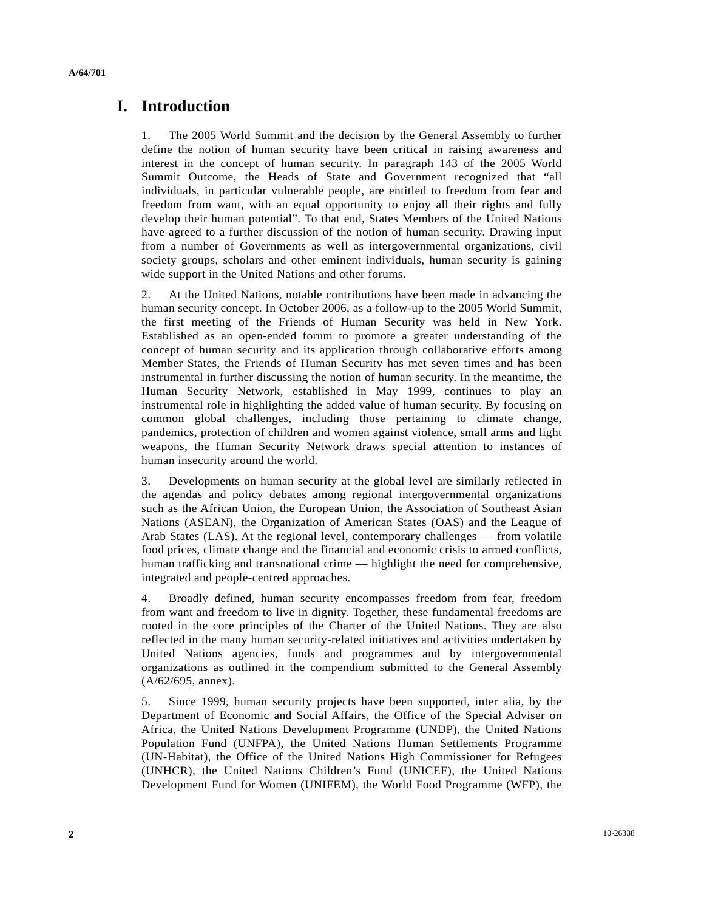# I. Introduction

1. The 2005 World Summit and the decision by the General Assembly to further define the notion of human security have been critical in raising awareness and interest in the concept of human security. In paragraph 143 of the 2005 World Summit Outcome, the Heads of State and Government recognized that "all individuals, in particular vulnerable people, are entitled to freedom from fear and freedom from want, with an equal opportunity to enjoy all their rights and fully develop their human potential". To that end, States Members of the United Nations have agreed to a further discussion of the notion of human security. Drawing input from a number of Governments as well as intergovernmental organizations, civil society groups, scholars and other eminent individuals, human security is gaining wide support in the United Nations and other forums.

2. At the United Nations, notable contributions have been made in advancing the human security concept. In October 2006, as a follow-up to the 2005 World Summit, the first meeting of the Friends of Human Security was held in New York. Established as an open-ended forum to promote a greater understanding of the concept of human security and its application through collaborative efforts among Member States, the Friends of Human Security has met seven times and has been instrumental in further discussing the notion of human security. In the meantime, the Human Security Network, established in May 1999, continues to play an instrumental role in highlighting the added value of human security. By focusing on common global challenges, including those pertaining to climate change, pandemics, protection of children and women against violence, small arms and light weapons, the Human Security Network draws special attention to instances of human insecurity around the world.

3. Developments on human security at the global level are similarly reflected in the agendas and policy debates among regional intergovernmental organizations such as the African Union, the European Union, the Association of Southeast Asian Nations (ASEAN), the Organization of American States (OAS) and the League of Arab States (LAS). At the regional level, contemporary challenges — from volatile food prices, climate change and the financial and economic crisis to armed conflicts, human trafficking and transnational crime — highlight the need for comprehensive, integrated and people-centred approaches.

4. Broadly defined, human security encompasses freedom from fear, freedom from want and freedom to live in dignity. Together, these fundamental freedoms are rooted in the core principles of the Charter of the United Nations. They are also reflected in the many human security-related initiatives and activities undertaken by United Nations agencies, funds and programmes and by intergovernmental organizations as outlined in the compendium submitted to the General Assembly (A/62/695, annex).

5. Since 1999, human security projects have been supported, inter alia, by the Department of Economic and Social Affairs, the Office of the Special Adviser on Africa, the United Nations Development Programme (UNDP), the United Nations Population Fund (UNFPA), the United Nations Human Settlements Programme (UN-Habitat), the Office of the United Nations High Commissioner for Refugees (UNHCR), the United Nations Children's Fund (UNICEF), the United Nations Development Fund for Women (UNIFEM), the World Food Programme (WFP), the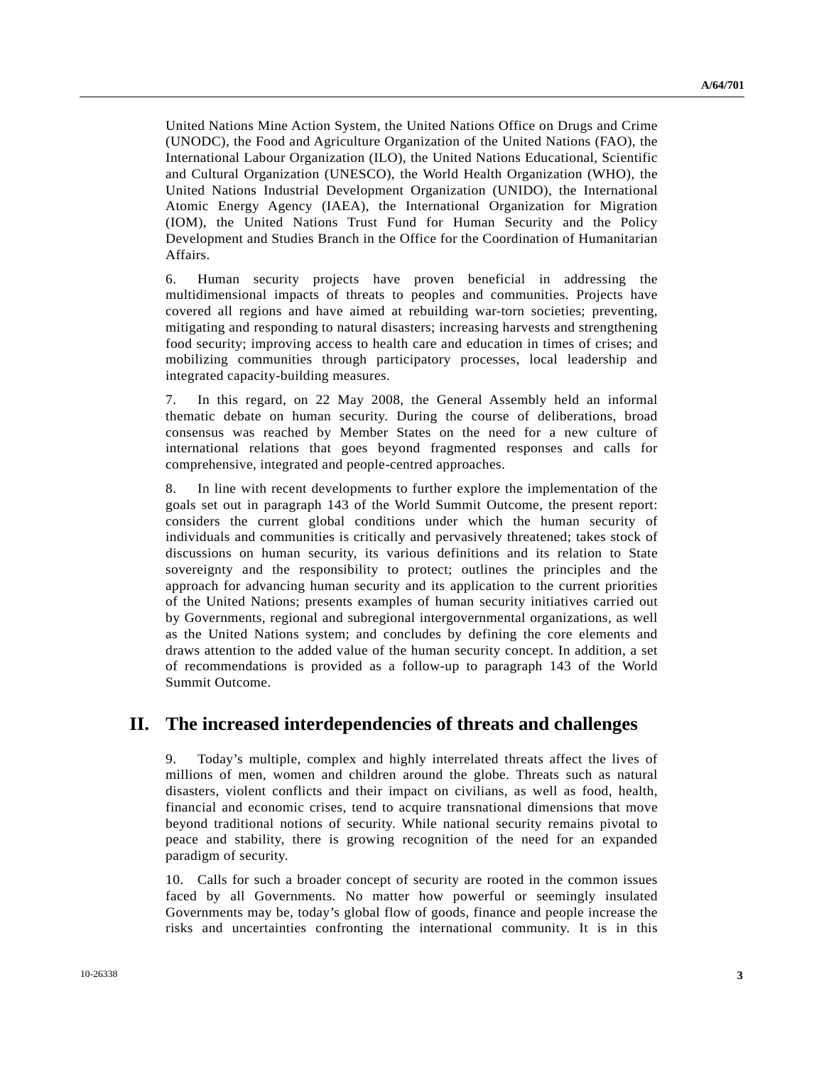United Nations Mine Action System, the United Nations Office on Drugs and Crime (UNODC), the Food and Agriculture Organization of the United Nations (FAO), the International Labour Organization (ILO), the United Nations Educational, Scientific and Cultural Organization (UNESCO), the World Health Organization (WHO), the United Nations Industrial Development Organization (UNIDO), the International Atomic Energy Agency (IAEA), the International Organization for Migration (IOM), the United Nations Trust Fund for Human Security and the Policy Development and Studies Branch in the Office for the Coordination of Humanitarian Affairs.

6. Human security projects have proven beneficial in addressing the multidimensional impacts of threats to peoples and communities. Projects have covered all regions and have aimed at rebuilding war-torn societies; preventing, mitigating and responding to natural disasters; increasing harvests and strengthening food security; improving access to health care and education in times of crises; and mobilizing communities through participatory processes, local leadership and integrated capacity-building measures.

7. In this regard, on 22 May 2008, the General Assembly held an informal thematic debate on human security. During the course of deliberations, broad consensus was reached by Member States on the need for a new culture of international relations that goes beyond fragmented responses and calls for comprehensive, integrated and people-centred approaches.

8. In line with recent developments to further explore the implementation of the goals set out in paragraph 143 of the World Summit Outcome, the present report: considers the current global conditions under which the human security of individuals and communities is critically and pervasively threatened; takes stock of discussions on human security, its various definitions and its relation to State sovereignty and the responsibility to protect; outlines the principles and the approach for advancing human security and its application to the current priorities of the United Nations; presents examples of human security initiatives carried out by Governments, regional and subregional intergovernmental organizations, as well as the United Nations system; and concludes by defining the core elements and draws attention to the added value of the human security concept. In addition, a set of recommendations is provided as a follow-up to paragraph 143 of the World Summit Outcome.

## II. The increased interdependencies of threats and challenges

9. Today's multiple, complex and highly interrelated threats affect the lives of millions of men, women and children around the globe. Threats such as natural disasters, violent conflicts and their impact on civilians, as well as food, health, financial and economic crises, tend to acquire transnational dimensions that move beyond traditional notions of security. While national security remains pivotal to peace and stability, there is growing recognition of the need for an expanded paradigm of security.

10. Calls for such a broader concept of security are rooted in the common issues faced by all Governments. No matter how powerful or seemingly insulated Governments may be, today's global flow of goods, finance and people increase the risks and uncertainties confronting the international community. It is in this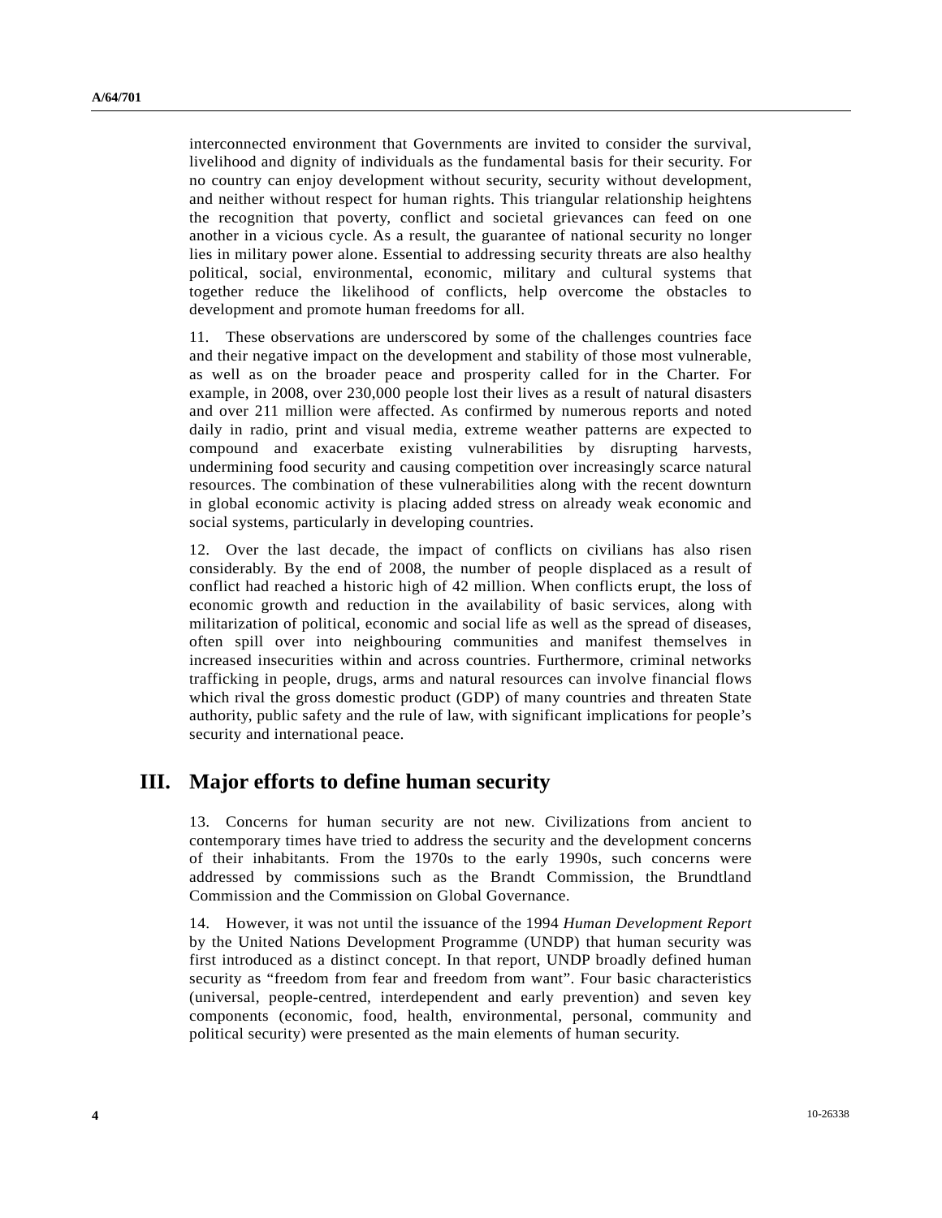interconnected environment that Governments are invited to consider the survival, livelihood and dignity of individuals as the fundamental basis for their security. For no country can enjoy development without security, security without development, and neither without respect for human rights. This triangular relationship heightens the recognition that poverty, conflict and societal grievances can feed on one another in a vicious cycle. As a result, the guarantee of national security no longer lies in military power alone. Essential to addressing security threats are also healthy political, social, environmental, economic, military and cultural systems that together reduce the likelihood of conflicts, help overcome the obstacles to development and promote human freedoms for all.

11. These observations are underscored by some of the challenges countries face and their negative impact on the development and stability of those most vulnerable, as well as on the broader peace and prosperity called for in the Charter. For example, in 2008, over 230,000 people lost their lives as a result of natural disasters and over 211 million were affected. As confirmed by numerous reports and noted daily in radio, print and visual media, extreme weather patterns are expected to compound and exacerbate existing vulnerabilities by disrupting harvests, undermining food security and causing competition over increasingly scarce natural resources. The combination of these vulnerabilities along with the recent downturn in global economic activity is placing added stress on already weak economic and social systems, particularly in developing countries.

12. Over the last decade, the impact of conflicts on civilians has also risen considerably. By the end of 2008, the number of people displaced as a result of conflict had reached a historic high of 42 million. When conflicts erupt, the loss of economic growth and reduction in the availability of basic services, along with militarization of political, economic and social life as well as the spread of diseases, often spill over into neighbouring communities and manifest themselves in increased insecurities within and across countries. Furthermore, criminal networks trafficking in people, drugs, arms and natural resources can involve financial flows which rival the gross domestic product (GDP) of many countries and threaten State authority, public safety and the rule of law, with significant implications for people's security and international peace.

## III. Major efforts to define human security

13. Concerns for human security are not new. Civilizations from ancient to contemporary times have tried to address the security and the development concerns of their inhabitants. From the 1970s to the early 1990s, such concerns were addressed by commissions such as the Brandt Commission, the Brundtland Commission and the Commission on Global Governance.

14. However, it was not until the issuance of the 1994 *Human Development Report* by the United Nations Development Programme (UNDP) that human security was first introduced as a distinct concept. In that report, UNDP broadly defined human security as "freedom from fear and freedom from want". Four basic characteristics (universal, people-centred, interdependent and early prevention) and seven key components (economic, food, health, environmental, personal, community and political security) were presented as the main elements of human security.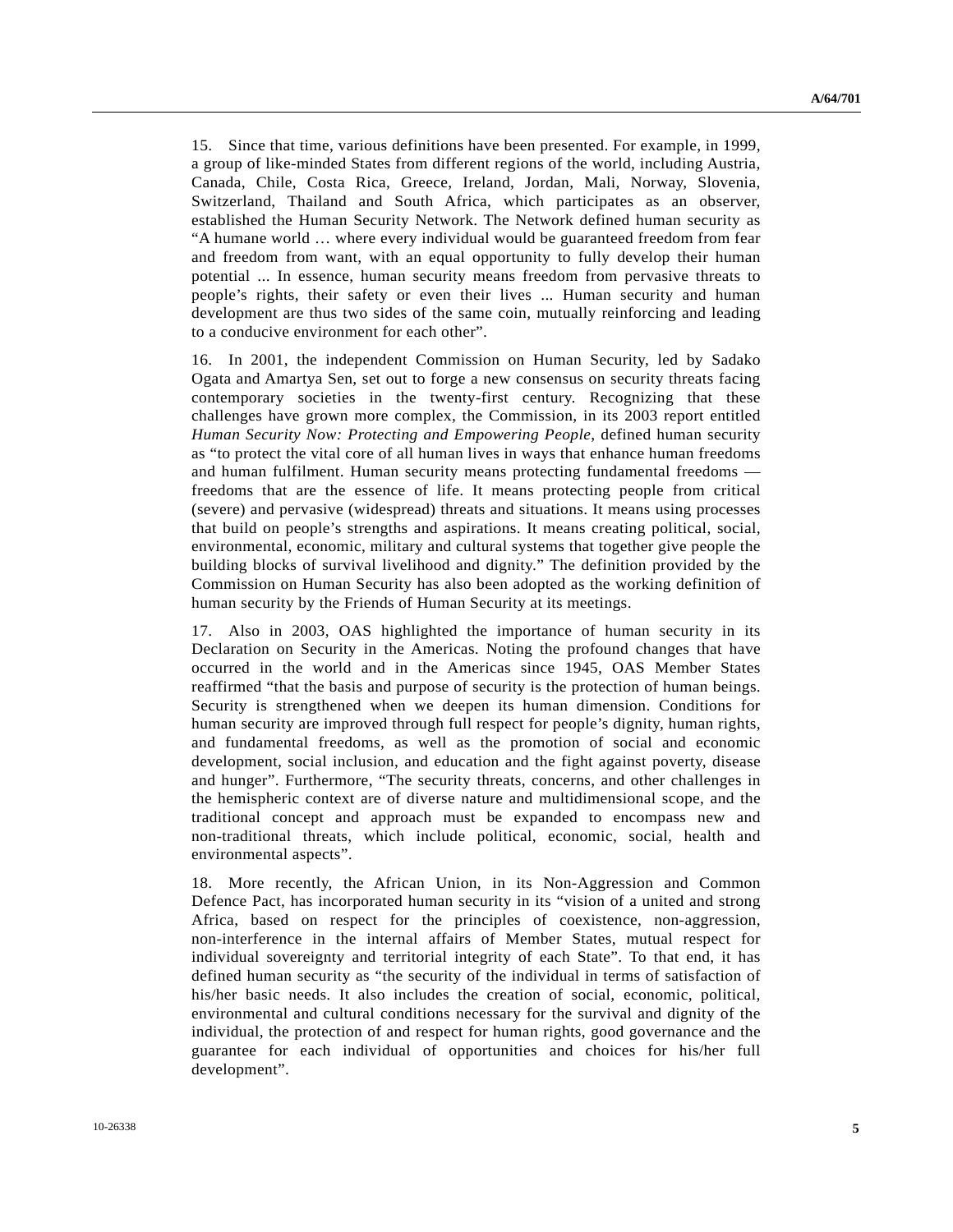15. Since that time, various definitions have been presented. For example, in 1999, a group of like-minded States from different regions of the world, including Austria, Canada, Chile, Costa Rica, Greece, Ireland, Jordan, Mali, Norway, Slovenia, Switzerland, Thailand and South Africa, which participates as an observer, established the Human Security Network. The Network defined human security as "A humane world … where every individual would be guaranteed freedom from fear and freedom from want, with an equal opportunity to fully develop their human potential ... In essence, human security means freedom from pervasive threats to people's rights, their safety or even their lives ... Human security and human development are thus two sides of the same coin, mutually reinforcing and leading to a conducive environment for each other".

16. In 2001, the independent Commission on Human Security, led by Sadako Ogata and Amartya Sen, set out to forge a new consensus on security threats facing contemporary societies in the twenty-first century. Recognizing that these challenges have grown more complex, the Commission, in its 2003 report entitled *Human Security Now: Protecting and Empowering People*, defined human security as "to protect the vital core of all human lives in ways that enhance human freedoms and human fulfilment. Human security means protecting fundamental freedoms — freedoms that are the essence of life. It means protecting people from critical (severe) and pervasive (widespread) threats and situations. It means using processes that build on people's strengths and aspirations. It means creating political, social, environmental, economic, military and cultural systems that together give people the building blocks of survival livelihood and dignity." The definition provided by the Commission on Human Security has also been adopted as the working definition of human security by the Friends of Human Security at its meetings.

17. Also in 2003, OAS highlighted the importance of human security in its Declaration on Security in the Americas. Noting the profound changes that have occurred in the world and in the Americas since 1945, OAS Member States reaffirmed "that the basis and purpose of security is the protection of human beings. Security is strengthened when we deepen its human dimension. Conditions for human security are improved through full respect for people's dignity, human rights, and fundamental freedoms, as well as the promotion of social and economic development, social inclusion, and education and the fight against poverty, disease and hunger". Furthermore, "The security threats, concerns, and other challenges in the hemispheric context are of diverse nature and multidimensional scope, and the traditional concept and approach must be expanded to encompass new and non-traditional threats, which include political, economic, social, health and environmental aspects".

18. More recently, the African Union, in its Non-Aggression and Common Defence Pact, has incorporated human security in its "vision of a united and strong Africa, based on respect for the principles of coexistence, non-aggression, non-interference in the internal affairs of Member States, mutual respect for individual sovereignty and territorial integrity of each State". To that end, it has defined human security as "the security of the individual in terms of satisfaction of his/her basic needs. It also includes the creation of social, economic, political, environmental and cultural conditions necessary for the survival and dignity of the individual, the protection of and respect for human rights, good governance and the guarantee for each individual of opportunities and choices for his/her full development".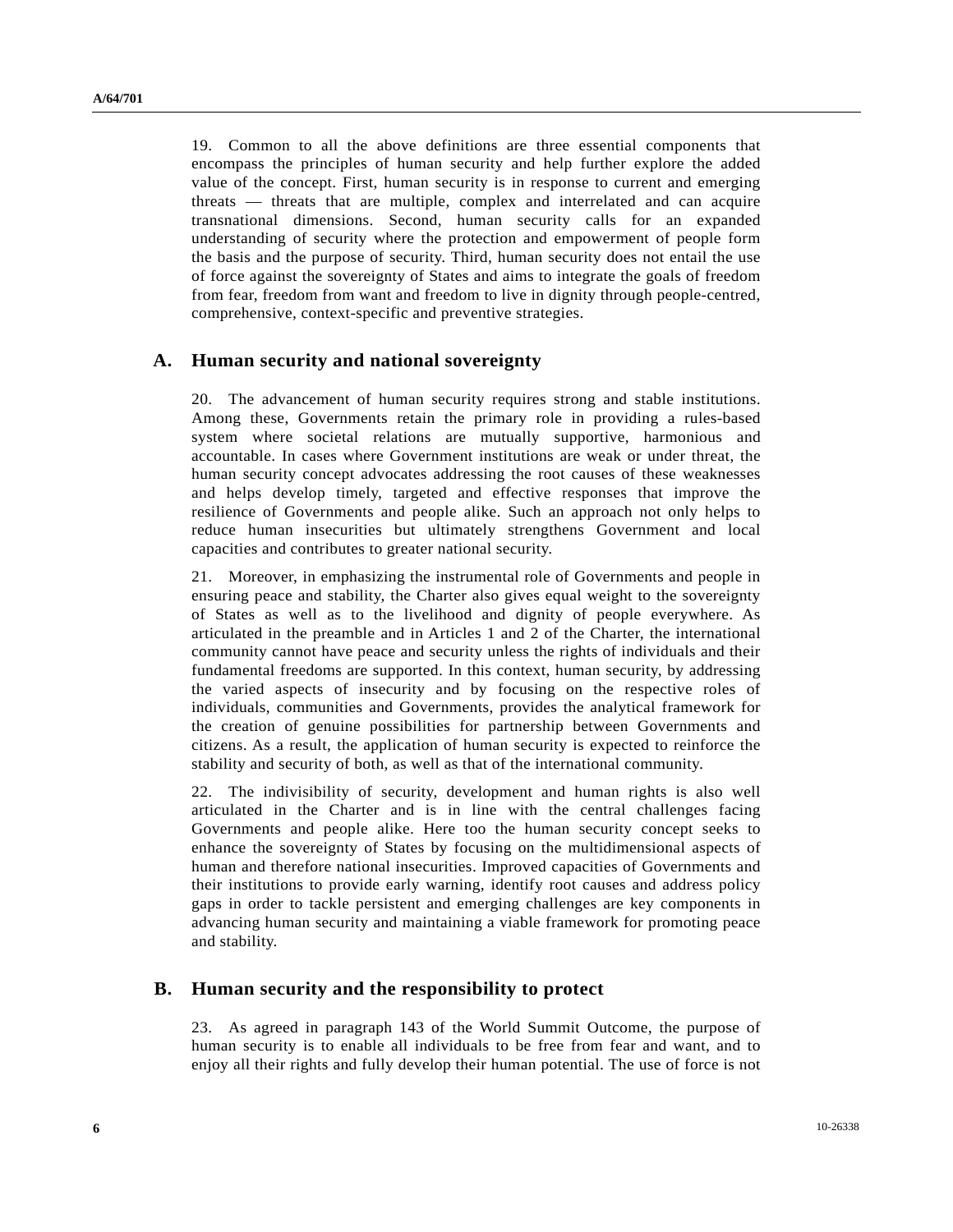19. Common to all the above definitions are three essential components that encompass the principles of human security and help further explore the added value of the concept. First, human security is in response to current and emerging threats — threats that are multiple, complex and interrelated and can acquire transnational dimensions. Second, human security calls for an expanded understanding of security where the protection and empowerment of people form the basis and the purpose of security. Third, human security does not entail the use of force against the sovereignty of States and aims to integrate the goals of freedom from fear, freedom from want and freedom to live in dignity through people-centred, comprehensive, context-specific and preventive strategies.

## A. Human security and national sovereignty

20. The advancement of human security requires strong and stable institutions. Among these, Governments retain the primary role in providing a rules-based system where societal relations are mutually supportive, harmonious and accountable. In cases where Government institutions are weak or under threat, the human security concept advocates addressing the root causes of these weaknesses and helps develop timely, targeted and effective responses that improve the resilience of Governments and people alike. Such an approach not only helps to reduce human insecurities but ultimately strengthens Government and local capacities and contributes to greater national security.

21. Moreover, in emphasizing the instrumental role of Governments and people in ensuring peace and stability, the Charter also gives equal weight to the sovereignty of States as well as to the livelihood and dignity of people everywhere. As articulated in the preamble and in Articles 1 and 2 of the Charter, the international community cannot have peace and security unless the rights of individuals and their fundamental freedoms are supported. In this context, human security, by addressing the varied aspects of insecurity and by focusing on the respective roles of individuals, communities and Governments, provides the analytical framework for the creation of genuine possibilities for partnership between Governments and citizens. As a result, the application of human security is expected to reinforce the stability and security of both, as well as that of the international community.

22. The indivisibility of security, development and human rights is also well articulated in the Charter and is in line with the central challenges facing Governments and people alike. Here too the human security concept seeks to enhance the sovereignty of States by focusing on the multidimensional aspects of human and therefore national insecurities. Improved capacities of Governments and their institutions to provide early warning, identify root causes and address policy gaps in order to tackle persistent and emerging challenges are key components in advancing human security and maintaining a viable framework for promoting peace and stability.

## B. Human security and the responsibility to protect

23. As agreed in paragraph 143 of the World Summit Outcome, the purpose of human security is to enable all individuals to be free from fear and want, and to enjoy all their rights and fully develop their human potential. The use of force is not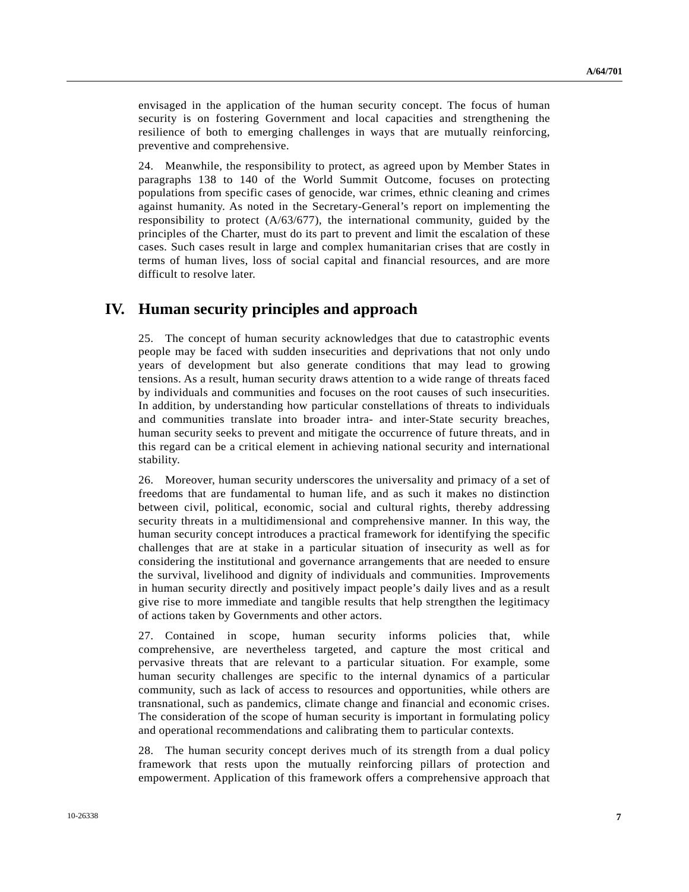envisaged in the application of the human security concept. The focus of human security is on fostering Government and local capacities and strengthening the resilience of both to emerging challenges in ways that are mutually reinforcing, preventive and comprehensive.

24. Meanwhile, the responsibility to protect, as agreed upon by Member States in paragraphs 138 to 140 of the World Summit Outcome, focuses on protecting populations from specific cases of genocide, war crimes, ethnic cleaning and crimes against humanity. As noted in the Secretary-General's report on implementing the responsibility to protect (A/63/677), the international community, guided by the principles of the Charter, must do its part to prevent and limit the escalation of these cases. Such cases result in large and complex humanitarian crises that are costly in terms of human lives, loss of social capital and financial resources, and are more difficult to resolve later.

## IV. Human security principles and approach

25. The concept of human security acknowledges that due to catastrophic events people may be faced with sudden insecurities and deprivations that not only undo years of development but also generate conditions that may lead to growing tensions. As a result, human security draws attention to a wide range of threats faced by individuals and communities and focuses on the root causes of such insecurities. In addition, by understanding how particular constellations of threats to individuals and communities translate into broader intra- and inter-State security breaches, human security seeks to prevent and mitigate the occurrence of future threats, and in this regard can be a critical element in achieving national security and international stability.

26. Moreover, human security underscores the universality and primacy of a set of freedoms that are fundamental to human life, and as such it makes no distinction between civil, political, economic, social and cultural rights, thereby addressing security threats in a multidimensional and comprehensive manner. In this way, the human security concept introduces a practical framework for identifying the specific challenges that are at stake in a particular situation of insecurity as well as for considering the institutional and governance arrangements that are needed to ensure the survival, livelihood and dignity of individuals and communities. Improvements in human security directly and positively impact people's daily lives and as a result give rise to more immediate and tangible results that help strengthen the legitimacy of actions taken by Governments and other actors.

27. Contained in scope, human security informs policies that, while comprehensive, are nevertheless targeted, and capture the most critical and pervasive threats that are relevant to a particular situation. For example, some human security challenges are specific to the internal dynamics of a particular community, such as lack of access to resources and opportunities, while others are transnational, such as pandemics, climate change and financial and economic crises. The consideration of the scope of human security is important in formulating policy and operational recommendations and calibrating them to particular contexts.

28. The human security concept derives much of its strength from a dual policy framework that rests upon the mutually reinforcing pillars of protection and empowerment. Application of this framework offers a comprehensive approach that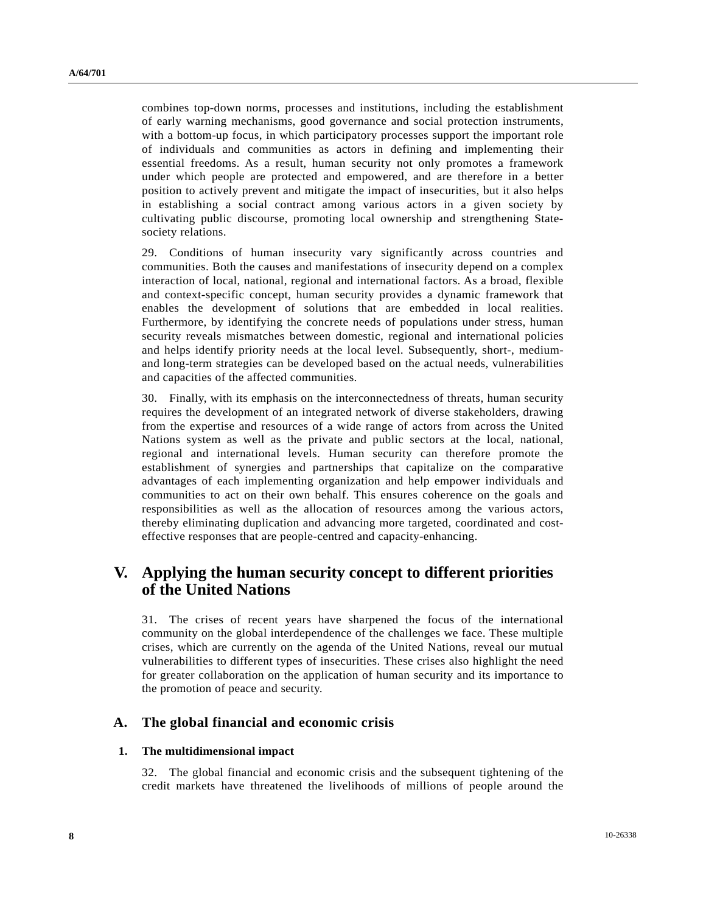combines top-down norms, processes and institutions, including the establishment of early warning mechanisms, good governance and social protection instruments, with a bottom-up focus, in which participatory processes support the important role of individuals and communities as actors in defining and implementing their essential freedoms. As a result, human security not only promotes a framework under which people are protected and empowered, and are therefore in a better position to actively prevent and mitigate the impact of insecurities, but it also helps in establishing a social contract among various actors in a given society by cultivating public discourse, promoting local ownership and strengthening State-society relations.

29. Conditions of human insecurity vary significantly across countries and communities. Both the causes and manifestations of insecurity depend on a complex interaction of local, national, regional and international factors. As a broad, flexible and context-specific concept, human security provides a dynamic framework that enables the development of solutions that are embedded in local realities. Furthermore, by identifying the concrete needs of populations under stress, human security reveals mismatches between domestic, regional and international policies and helps identify priority needs at the local level. Subsequently, short-, medium- and long-term strategies can be developed based on the actual needs, vulnerabilities and capacities of the affected communities.

30. Finally, with its emphasis on the interconnectedness of threats, human security requires the development of an integrated network of diverse stakeholders, drawing from the expertise and resources of a wide range of actors from across the United Nations system as well as the private and public sectors at the local, national, regional and international levels. Human security can therefore promote the establishment of synergies and partnerships that capitalize on the comparative advantages of each implementing organization and help empower individuals and communities to act on their own behalf. This ensures coherence on the goals and responsibilities as well as the allocation of resources among the various actors, thereby eliminating duplication and advancing more targeted, coordinated and cost-effective responses that are people-centred and capacity-enhancing.

# V. Applying the human security concept to different priorities of the United Nations

31. The crises of recent years have sharpened the focus of the international community on the global interdependence of the challenges we face. These multiple crises, which are currently on the agenda of the United Nations, reveal our mutual vulnerabilities to different types of insecurities. These crises also highlight the need for greater collaboration on the application of human security and its importance to the promotion of peace and security.

## A. The global financial and economic crisis

### 1. The multidimensional impact

32. The global financial and economic crisis and the subsequent tightening of the credit markets have threatened the livelihoods of millions of people around the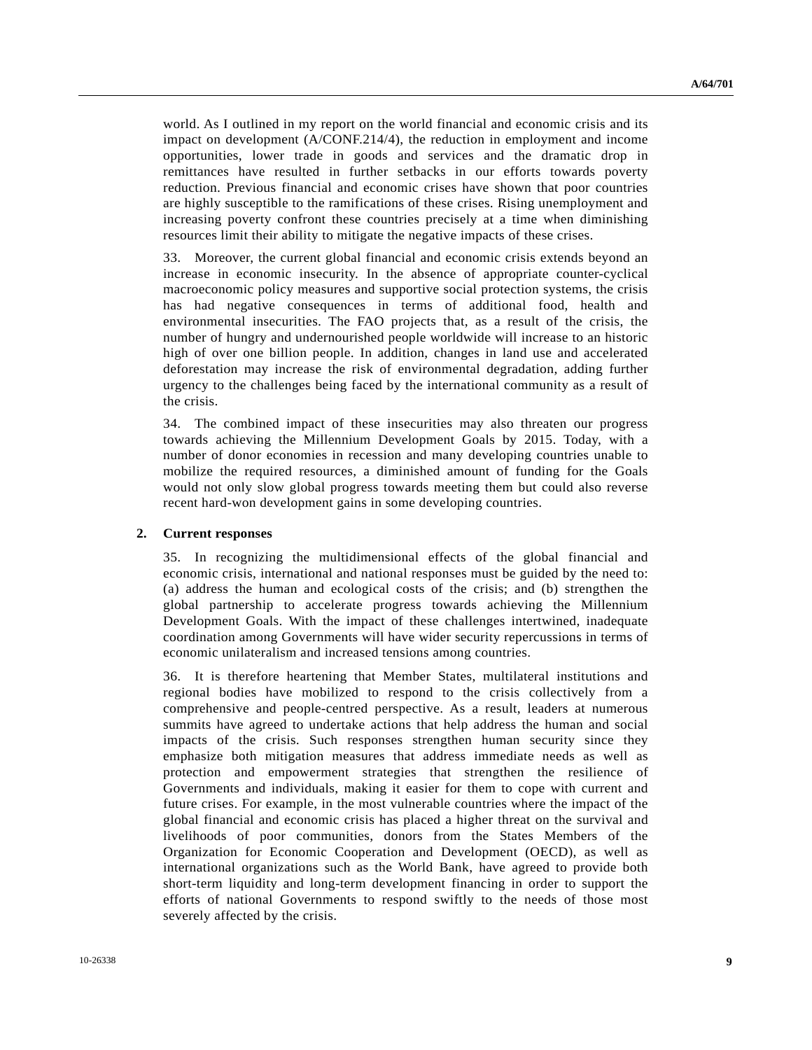world. As I outlined in my report on the world financial and economic crisis and its impact on development (A/CONF.214/4), the reduction in employment and income opportunities, lower trade in goods and services and the dramatic drop in remittances have resulted in further setbacks in our efforts towards poverty reduction. Previous financial and economic crises have shown that poor countries are highly susceptible to the ramifications of these crises. Rising unemployment and increasing poverty confront these countries precisely at a time when diminishing resources limit their ability to mitigate the negative impacts of these crises.

33. Moreover, the current global financial and economic crisis extends beyond an increase in economic insecurity. In the absence of appropriate counter-cyclical macroeconomic policy measures and supportive social protection systems, the crisis has had negative consequences in terms of additional food, health and environmental insecurities. The FAO projects that, as a result of the crisis, the number of hungry and undernourished people worldwide will increase to an historic high of over one billion people. In addition, changes in land use and accelerated deforestation may increase the risk of environmental degradation, adding further urgency to the challenges being faced by the international community as a result of the crisis.

34. The combined impact of these insecurities may also threaten our progress towards achieving the Millennium Development Goals by 2015. Today, with a number of donor economies in recession and many developing countries unable to mobilize the required resources, a diminished amount of funding for the Goals would not only slow global progress towards meeting them but could also reverse recent hard-won development gains in some developing countries.

### 2. Current responses

35. In recognizing the multidimensional effects of the global financial and economic crisis, international and national responses must be guided by the need to: (a) address the human and ecological costs of the crisis; and (b) strengthen the global partnership to accelerate progress towards achieving the Millennium Development Goals. With the impact of these challenges intertwined, inadequate coordination among Governments will have wider security repercussions in terms of economic unilateralism and increased tensions among countries.

36. It is therefore heartening that Member States, multilateral institutions and regional bodies have mobilized to respond to the crisis collectively from a comprehensive and people-centred perspective. As a result, leaders at numerous summits have agreed to undertake actions that help address the human and social impacts of the crisis. Such responses strengthen human security since they emphasize both mitigation measures that address immediate needs as well as protection and empowerment strategies that strengthen the resilience of Governments and individuals, making it easier for them to cope with current and future crises. For example, in the most vulnerable countries where the impact of the global financial and economic crisis has placed a higher threat on the survival and livelihoods of poor communities, donors from the States Members of the Organization for Economic Cooperation and Development (OECD), as well as international organizations such as the World Bank, have agreed to provide both short-term liquidity and long-term development financing in order to support the efforts of national Governments to respond swiftly to the needs of those most severely affected by the crisis.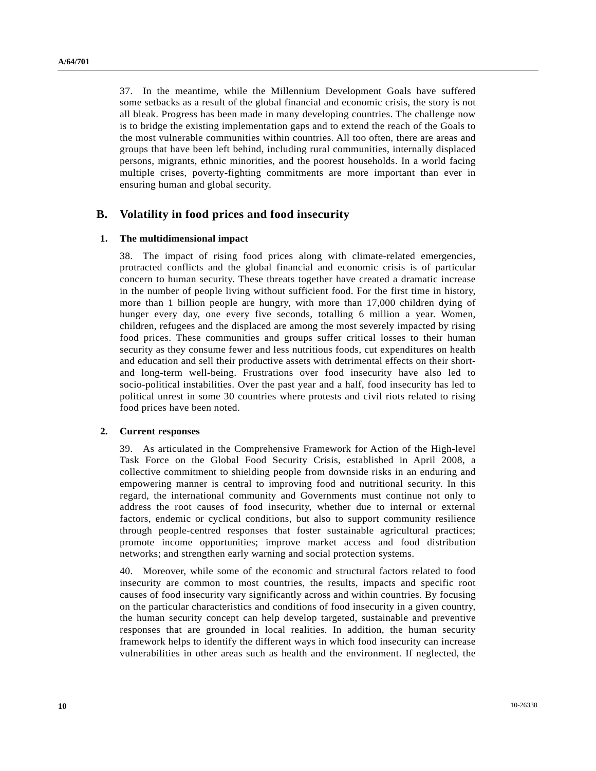37. In the meantime, while the Millennium Development Goals have suffered some setbacks as a result of the global financial and economic crisis, the story is not all bleak. Progress has been made in many developing countries. The challenge now is to bridge the existing implementation gaps and to extend the reach of the Goals to the most vulnerable communities within countries. All too often, there are areas and groups that have been left behind, including rural communities, internally displaced persons, migrants, ethnic minorities, and the poorest households. In a world facing multiple crises, poverty-fighting commitments are more important than ever in ensuring human and global security.

## B. Volatility in food prices and food insecurity

### 1. The multidimensional impact

38. The impact of rising food prices along with climate-related emergencies, protracted conflicts and the global financial and economic crisis is of particular concern to human security. These threats together have created a dramatic increase in the number of people living without sufficient food. For the first time in history, more than 1 billion people are hungry, with more than 17,000 children dying of hunger every day, one every five seconds, totalling 6 million a year. Women, children, refugees and the displaced are among the most severely impacted by rising food prices. These communities and groups suffer critical losses to their human security as they consume fewer and less nutritious foods, cut expenditures on health and education and sell their productive assets with detrimental effects on their short- and long-term well-being. Frustrations over food insecurity have also led to socio-political instabilities. Over the past year and a half, food insecurity has led to political unrest in some 30 countries where protests and civil riots related to rising food prices have been noted.

### 2. Current responses

39. As articulated in the Comprehensive Framework for Action of the High-level Task Force on the Global Food Security Crisis, established in April 2008, a collective commitment to shielding people from downside risks in an enduring and empowering manner is central to improving food and nutritional security. In this regard, the international community and Governments must continue not only to address the root causes of food insecurity, whether due to internal or external factors, endemic or cyclical conditions, but also to support community resilience through people-centred responses that foster sustainable agricultural practices; promote income opportunities; improve market access and food distribution networks; and strengthen early warning and social protection systems.

40. Moreover, while some of the economic and structural factors related to food insecurity are common to most countries, the results, impacts and specific root causes of food insecurity vary significantly across and within countries. By focusing on the particular characteristics and conditions of food insecurity in a given country, the human security concept can help develop targeted, sustainable and preventive responses that are grounded in local realities. In addition, the human security framework helps to identify the different ways in which food insecurity can increase vulnerabilities in other areas such as health and the environment. If neglected, the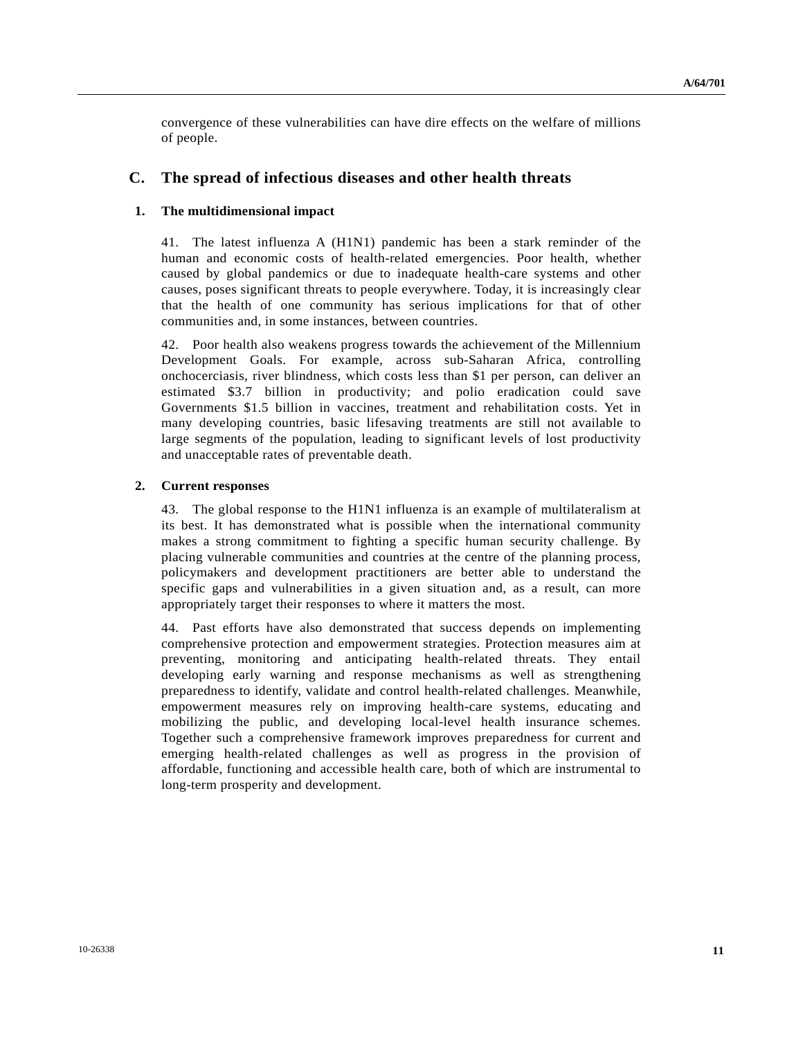convergence of these vulnerabilities can have dire effects on the welfare of millions of people.

## C. The spread of infectious diseases and other health threats

### 1. The multidimensional impact

41. The latest influenza A (H1N1) pandemic has been a stark reminder of the human and economic costs of health-related emergencies. Poor health, whether caused by global pandemics or due to inadequate health-care systems and other causes, poses significant threats to people everywhere. Today, it is increasingly clear that the health of one community has serious implications for that of other communities and, in some instances, between countries.

42. Poor health also weakens progress towards the achievement of the Millennium Development Goals. For example, across sub-Saharan Africa, controlling onchocerciasis, river blindness, which costs less than $1 per person, can deliver an estimated $3.7 billion in productivity; and polio eradication could save Governments $1.5 billion in vaccines, treatment and rehabilitation costs. Yet in many developing countries, basic lifesaving treatments are still not available to large segments of the population, leading to significant levels of lost productivity and unacceptable rates of preventable death.

### 2. Current responses

43. The global response to the H1N1 influenza is an example of multilateralism at its best. It has demonstrated what is possible when the international community makes a strong commitment to fighting a specific human security challenge. By placing vulnerable communities and countries at the centre of the planning process, policymakers and development practitioners are better able to understand the specific gaps and vulnerabilities in a given situation and, as a result, can more appropriately target their responses to where it matters the most.

44. Past efforts have also demonstrated that success depends on implementing comprehensive protection and empowerment strategies. Protection measures aim at preventing, monitoring and anticipating health-related threats. They entail developing early warning and response mechanisms as well as strengthening preparedness to identify, validate and control health-related challenges. Meanwhile, empowerment measures rely on improving health-care systems, educating and mobilizing the public, and developing local-level health insurance schemes. Together such a comprehensive framework improves preparedness for current and emerging health-related challenges as well as progress in the provision of affordable, functioning and accessible health care, both of which are instrumental to long-term prosperity and development.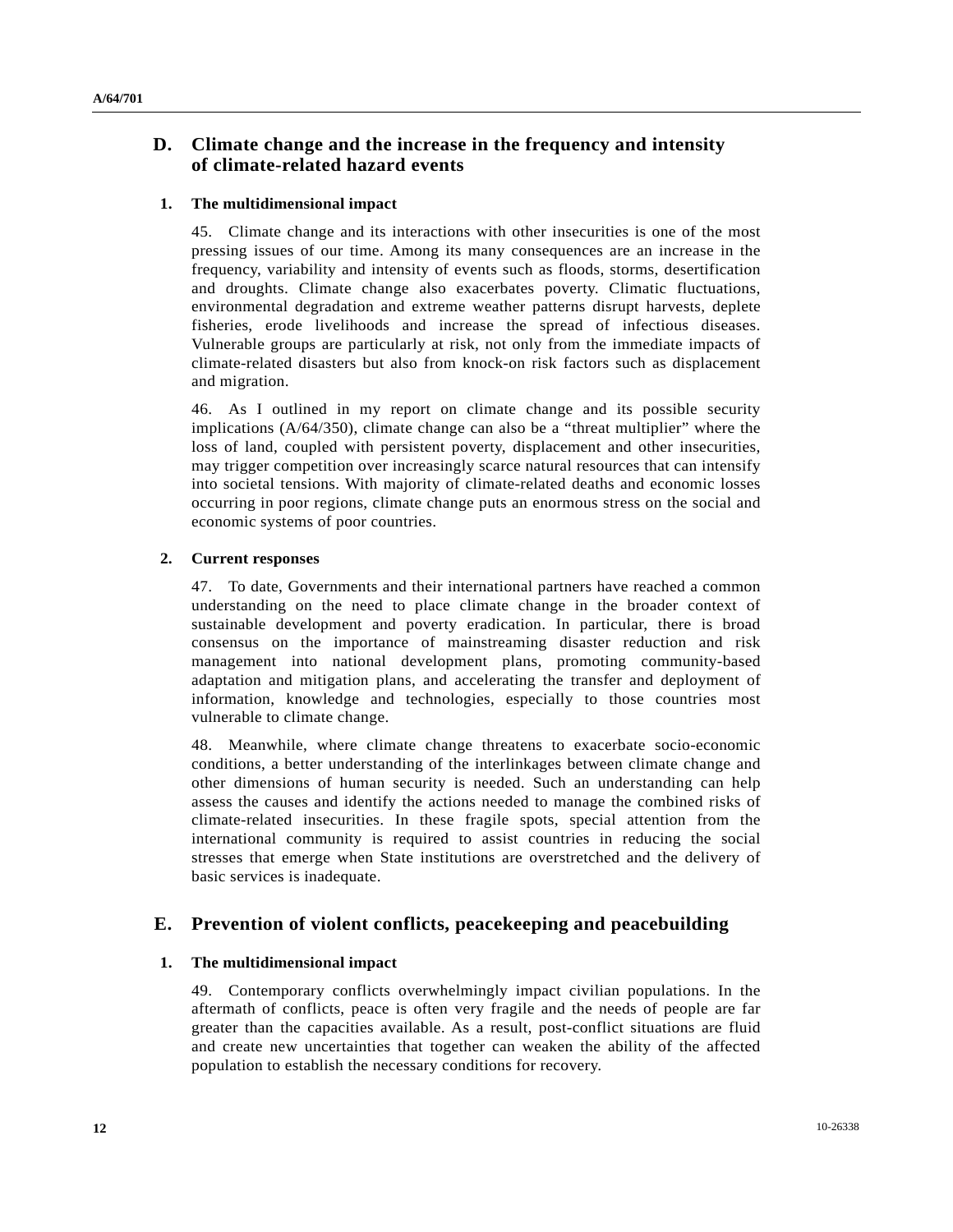## D. Climate change and the increase in the frequency and intensity of climate-related hazard events

### 1. The multidimensional impact

45. Climate change and its interactions with other insecurities is one of the most pressing issues of our time. Among its many consequences are an increase in the frequency, variability and intensity of events such as floods, storms, desertification and droughts. Climate change also exacerbates poverty. Climatic fluctuations, environmental degradation and extreme weather patterns disrupt harvests, deplete fisheries, erode livelihoods and increase the spread of infectious diseases. Vulnerable groups are particularly at risk, not only from the immediate impacts of climate-related disasters but also from knock-on risk factors such as displacement and migration.

46. As I outlined in my report on climate change and its possible security implications (A/64/350), climate change can also be a "threat multiplier" where the loss of land, coupled with persistent poverty, displacement and other insecurities, may trigger competition over increasingly scarce natural resources that can intensify into societal tensions. With majority of climate-related deaths and economic losses occurring in poor regions, climate change puts an enormous stress on the social and economic systems of poor countries.

### 2. Current responses

47. To date, Governments and their international partners have reached a common understanding on the need to place climate change in the broader context of sustainable development and poverty eradication. In particular, there is broad consensus on the importance of mainstreaming disaster reduction and risk management into national development plans, promoting community-based adaptation and mitigation plans, and accelerating the transfer and deployment of information, knowledge and technologies, especially to those countries most vulnerable to climate change.

48. Meanwhile, where climate change threatens to exacerbate socio-economic conditions, a better understanding of the interlinkages between climate change and other dimensions of human security is needed. Such an understanding can help assess the causes and identify the actions needed to manage the combined risks of climate-related insecurities. In these fragile spots, special attention from the international community is required to assist countries in reducing the social stresses that emerge when State institutions are overstretched and the delivery of basic services is inadequate.

## E. Prevention of violent conflicts, peacekeeping and peacebuilding

### 1. The multidimensional impact

49. Contemporary conflicts overwhelmingly impact civilian populations. In the aftermath of conflicts, peace is often very fragile and the needs of people are far greater than the capacities available. As a result, post-conflict situations are fluid and create new uncertainties that together can weaken the ability of the affected population to establish the necessary conditions for recovery.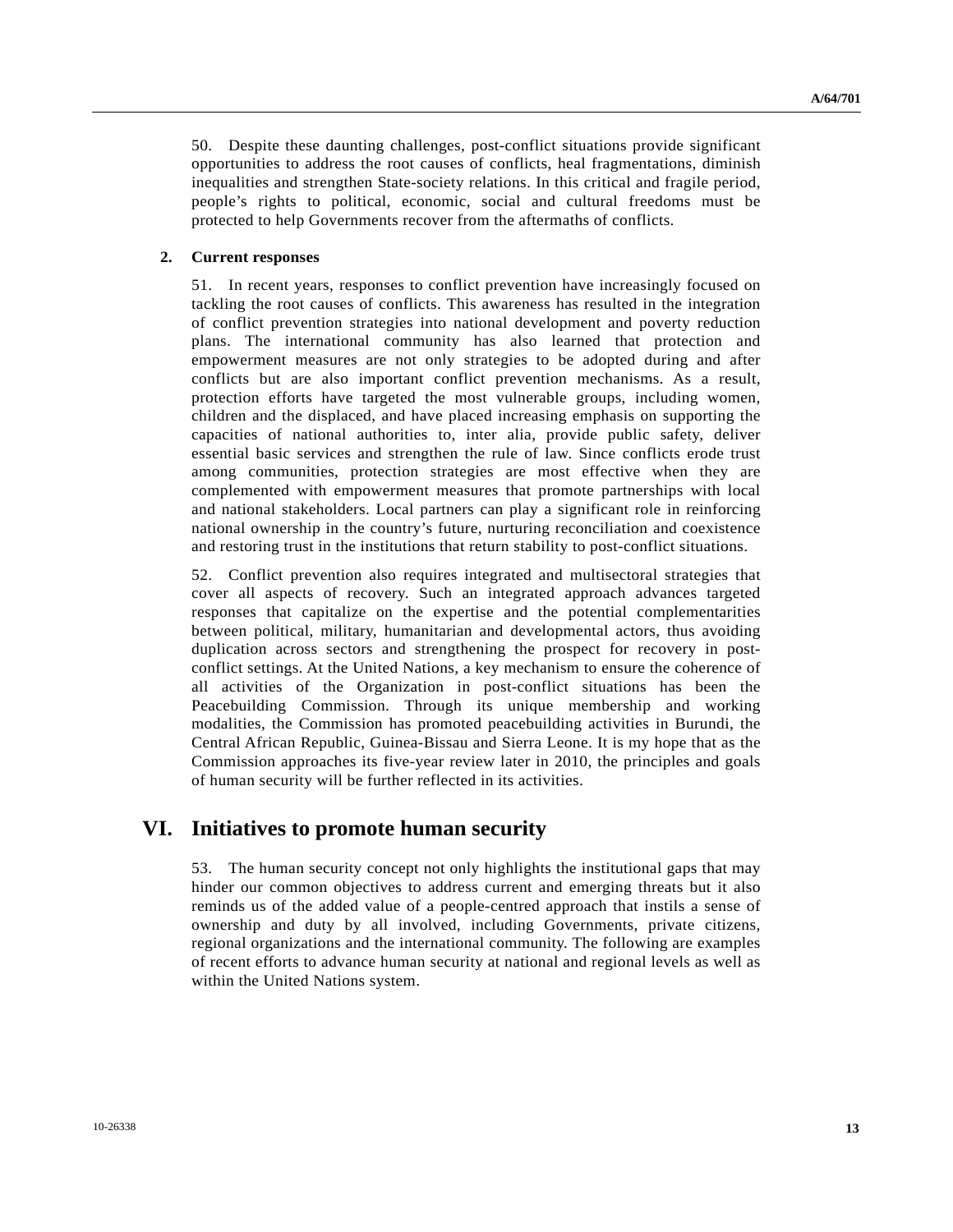50. Despite these daunting challenges, post-conflict situations provide significant opportunities to address the root causes of conflicts, heal fragmentations, diminish inequalities and strengthen State-society relations. In this critical and fragile period, people's rights to political, economic, social and cultural freedoms must be protected to help Governments recover from the aftermaths of conflicts.

### 2. Current responses

51. In recent years, responses to conflict prevention have increasingly focused on tackling the root causes of conflicts. This awareness has resulted in the integration of conflict prevention strategies into national development and poverty reduction plans. The international community has also learned that protection and empowerment measures are not only strategies to be adopted during and after conflicts but are also important conflict prevention mechanisms. As a result, protection efforts have targeted the most vulnerable groups, including women, children and the displaced, and have placed increasing emphasis on supporting the capacities of national authorities to, inter alia, provide public safety, deliver essential basic services and strengthen the rule of law. Since conflicts erode trust among communities, protection strategies are most effective when they are complemented with empowerment measures that promote partnerships with local and national stakeholders. Local partners can play a significant role in reinforcing national ownership in the country's future, nurturing reconciliation and coexistence and restoring trust in the institutions that return stability to post-conflict situations.

52. Conflict prevention also requires integrated and multisectoral strategies that cover all aspects of recovery. Such an integrated approach advances targeted responses that capitalize on the expertise and the potential complementarities between political, military, humanitarian and developmental actors, thus avoiding duplication across sectors and strengthening the prospect for recovery in post-conflict settings. At the United Nations, a key mechanism to ensure the coherence of all activities of the Organization in post-conflict situations has been the Peacebuilding Commission. Through its unique membership and working modalities, the Commission has promoted peacebuilding activities in Burundi, the Central African Republic, Guinea-Bissau and Sierra Leone. It is my hope that as the Commission approaches its five-year review later in 2010, the principles and goals of human security will be further reflected in its activities.

## VI. Initiatives to promote human security

53. The human security concept not only highlights the institutional gaps that may hinder our common objectives to address current and emerging threats but it also reminds us of the added value of a people-centred approach that instils a sense of ownership and duty by all involved, including Governments, private citizens, regional organizations and the international community. The following are examples of recent efforts to advance human security at national and regional levels as well as within the United Nations system.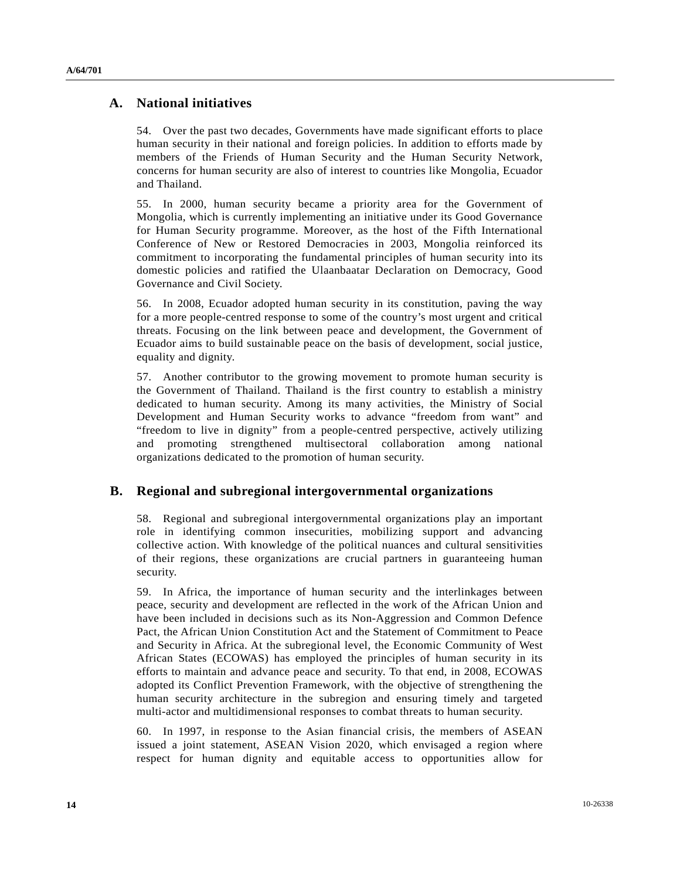## A. National initiatives

54. Over the past two decades, Governments have made significant efforts to place human security in their national and foreign policies. In addition to efforts made by members of the Friends of Human Security and the Human Security Network, concerns for human security are also of interest to countries like Mongolia, Ecuador and Thailand.

55. In 2000, human security became a priority area for the Government of Mongolia, which is currently implementing an initiative under its Good Governance for Human Security programme. Moreover, as the host of the Fifth International Conference of New or Restored Democracies in 2003, Mongolia reinforced its commitment to incorporating the fundamental principles of human security into its domestic policies and ratified the Ulaanbaatar Declaration on Democracy, Good Governance and Civil Society.

56. In 2008, Ecuador adopted human security in its constitution, paving the way for a more people-centred response to some of the country's most urgent and critical threats. Focusing on the link between peace and development, the Government of Ecuador aims to build sustainable peace on the basis of development, social justice, equality and dignity.

57. Another contributor to the growing movement to promote human security is the Government of Thailand. Thailand is the first country to establish a ministry dedicated to human security. Among its many activities, the Ministry of Social Development and Human Security works to advance "freedom from want" and "freedom to live in dignity" from a people-centred perspective, actively utilizing and promoting strengthened multisectoral collaboration among national organizations dedicated to the promotion of human security.

## B. Regional and subregional intergovernmental organizations

58. Regional and subregional intergovernmental organizations play an important role in identifying common insecurities, mobilizing support and advancing collective action. With knowledge of the political nuances and cultural sensitivities of their regions, these organizations are crucial partners in guaranteeing human security.

59. In Africa, the importance of human security and the interlinkages between peace, security and development are reflected in the work of the African Union and have been included in decisions such as its Non-Aggression and Common Defence Pact, the African Union Constitution Act and the Statement of Commitment to Peace and Security in Africa. At the subregional level, the Economic Community of West African States (ECOWAS) has employed the principles of human security in its efforts to maintain and advance peace and security. To that end, in 2008, ECOWAS adopted its Conflict Prevention Framework, with the objective of strengthening the human security architecture in the subregion and ensuring timely and targeted multi-actor and multidimensional responses to combat threats to human security.

60. In 1997, in response to the Asian financial crisis, the members of ASEAN issued a joint statement, ASEAN Vision 2020, which envisaged a region where respect for human dignity and equitable access to opportunities allow for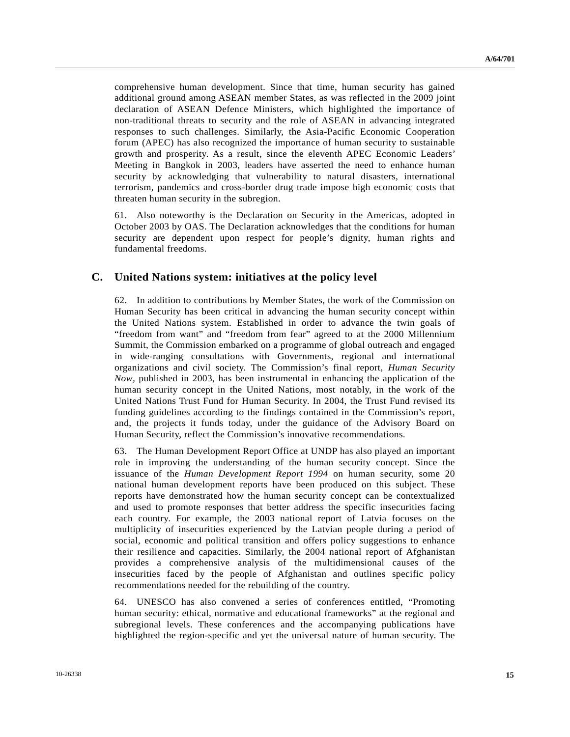comprehensive human development. Since that time, human security has gained additional ground among ASEAN member States, as was reflected in the 2009 joint declaration of ASEAN Defence Ministers, which highlighted the importance of non-traditional threats to security and the role of ASEAN in advancing integrated responses to such challenges. Similarly, the Asia-Pacific Economic Cooperation forum (APEC) has also recognized the importance of human security to sustainable growth and prosperity. As a result, since the eleventh APEC Economic Leaders' Meeting in Bangkok in 2003, leaders have asserted the need to enhance human security by acknowledging that vulnerability to natural disasters, international terrorism, pandemics and cross-border drug trade impose high economic costs that threaten human security in the subregion.

61. Also noteworthy is the Declaration on Security in the Americas, adopted in October 2003 by OAS. The Declaration acknowledges that the conditions for human security are dependent upon respect for people's dignity, human rights and fundamental freedoms.

## C. United Nations system: initiatives at the policy level

62. In addition to contributions by Member States, the work of the Commission on Human Security has been critical in advancing the human security concept within the United Nations system. Established in order to advance the twin goals of "freedom from want" and "freedom from fear" agreed to at the 2000 Millennium Summit, the Commission embarked on a programme of global outreach and engaged in wide-ranging consultations with Governments, regional and international organizations and civil society. The Commission's final report, *Human Security Now*, published in 2003, has been instrumental in enhancing the application of the human security concept in the United Nations, most notably, in the work of the United Nations Trust Fund for Human Security. In 2004, the Trust Fund revised its funding guidelines according to the findings contained in the Commission's report, and, the projects it funds today, under the guidance of the Advisory Board on Human Security, reflect the Commission's innovative recommendations.

63. The Human Development Report Office at UNDP has also played an important role in improving the understanding of the human security concept. Since the issuance of the *Human Development Report 1994* on human security, some 20 national human development reports have been produced on this subject. These reports have demonstrated how the human security concept can be contextualized and used to promote responses that better address the specific insecurities facing each country. For example, the 2003 national report of Latvia focuses on the multiplicity of insecurities experienced by the Latvian people during a period of social, economic and political transition and offers policy suggestions to enhance their resilience and capacities. Similarly, the 2004 national report of Afghanistan provides a comprehensive analysis of the multidimensional causes of the insecurities faced by the people of Afghanistan and outlines specific policy recommendations needed for the rebuilding of the country.

64. UNESCO has also convened a series of conferences entitled, "Promoting human security: ethical, normative and educational frameworks" at the regional and subregional levels. These conferences and the accompanying publications have highlighted the region-specific and yet the universal nature of human security. The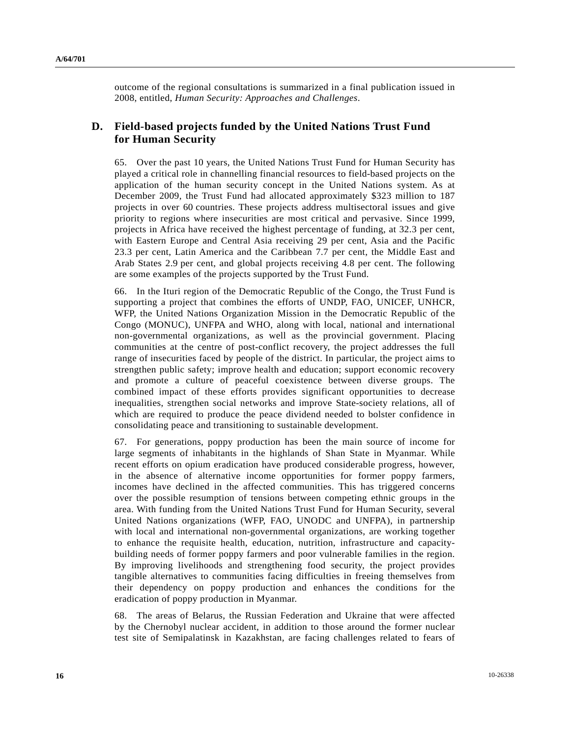outcome of the regional consultations is summarized in a final publication issued in 2008, entitled, *Human Security: Approaches and Challenges*.

## D. Field-based projects funded by the United Nations Trust Fund for Human Security

65. Over the past 10 years, the United Nations Trust Fund for Human Security has played a critical role in channelling financial resources to field-based projects on the application of the human security concept in the United Nations system. As at December 2009, the Trust Fund had allocated approximately $323 million to 187 projects in over 60 countries. These projects address multisectoral issues and give priority to regions where insecurities are most critical and pervasive. Since 1999, projects in Africa have received the highest percentage of funding, at 32.3 per cent, with Eastern Europe and Central Asia receiving 29 per cent, Asia and the Pacific 23.3 per cent, Latin America and the Caribbean 7.7 per cent, the Middle East and Arab States 2.9 per cent, and global projects receiving 4.8 per cent. The following are some examples of the projects supported by the Trust Fund.

66. In the Ituri region of the Democratic Republic of the Congo, the Trust Fund is supporting a project that combines the efforts of UNDP, FAO, UNICEF, UNHCR, WFP, the United Nations Organization Mission in the Democratic Republic of the Congo (MONUC), UNFPA and WHO, along with local, national and international non-governmental organizations, as well as the provincial government. Placing communities at the centre of post-conflict recovery, the project addresses the full range of insecurities faced by people of the district. In particular, the project aims to strengthen public safety; improve health and education; support economic recovery and promote a culture of peaceful coexistence between diverse groups. The combined impact of these efforts provides significant opportunities to decrease inequalities, strengthen social networks and improve State-society relations, all of which are required to produce the peace dividend needed to bolster confidence in consolidating peace and transitioning to sustainable development.

67. For generations, poppy production has been the main source of income for large segments of inhabitants in the highlands of Shan State in Myanmar. While recent efforts on opium eradication have produced considerable progress, however, in the absence of alternative income opportunities for former poppy farmers, incomes have declined in the affected communities. This has triggered concerns over the possible resumption of tensions between competing ethnic groups in the area. With funding from the United Nations Trust Fund for Human Security, several United Nations organizations (WFP, FAO, UNODC and UNFPA), in partnership with local and international non-governmental organizations, are working together to enhance the requisite health, education, nutrition, infrastructure and capacity-building needs of former poppy farmers and poor vulnerable families in the region. By improving livelihoods and strengthening food security, the project provides tangible alternatives to communities facing difficulties in freeing themselves from their dependency on poppy production and enhances the conditions for the eradication of poppy production in Myanmar.

68. The areas of Belarus, the Russian Federation and Ukraine that were affected by the Chernobyl nuclear accident, in addition to those around the former nuclear test site of Semipalatinsk in Kazakhstan, are facing challenges related to fears of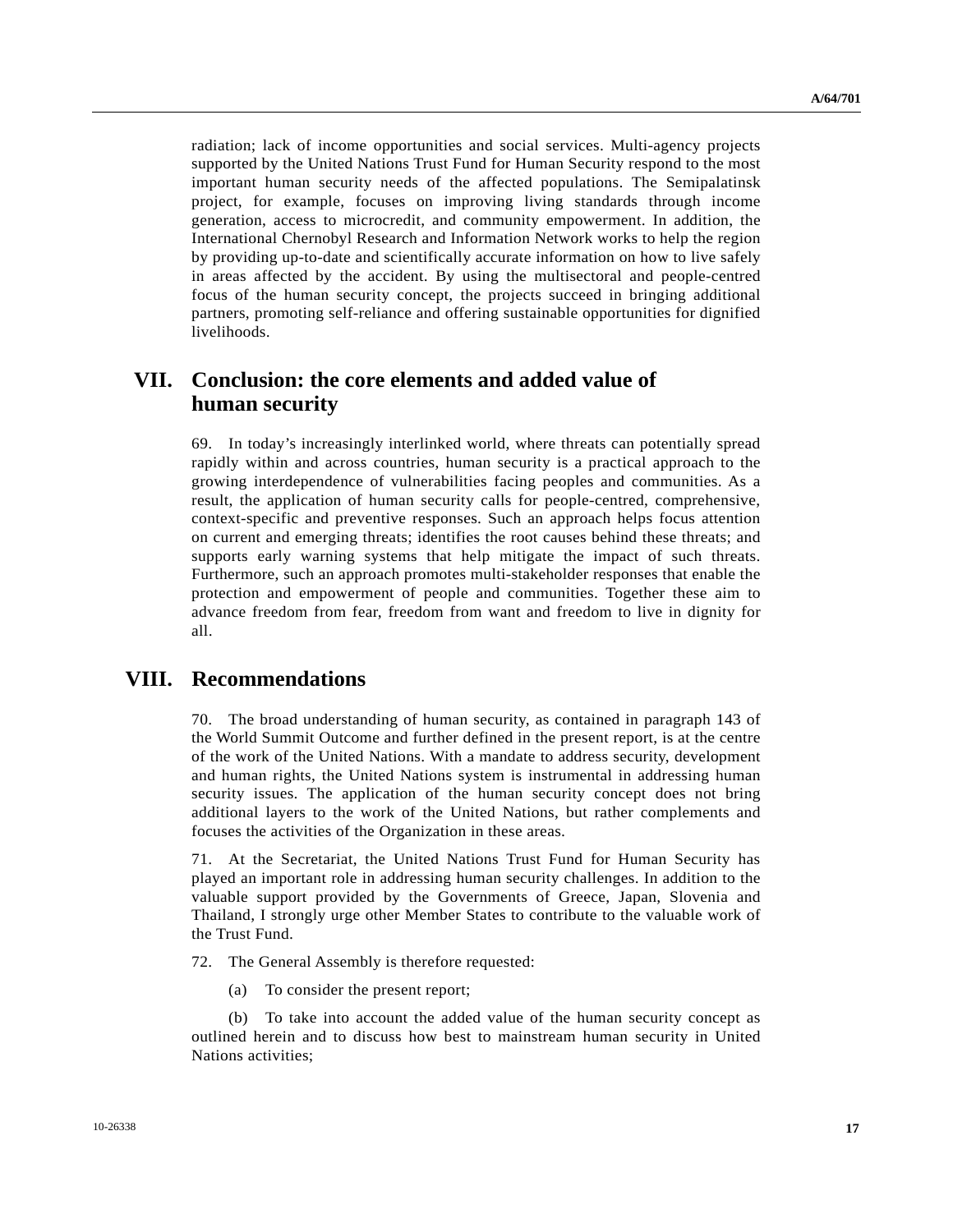radiation; lack of income opportunities and social services. Multi-agency projects supported by the United Nations Trust Fund for Human Security respond to the most important human security needs of the affected populations. The Semipalatinsk project, for example, focuses on improving living standards through income generation, access to microcredit, and community empowerment. In addition, the International Chernobyl Research and Information Network works to help the region by providing up-to-date and scientifically accurate information on how to live safely in areas affected by the accident. By using the multisectoral and people-centred focus of the human security concept, the projects succeed in bringing additional partners, promoting self-reliance and offering sustainable opportunities for dignified livelihoods.

## VII. Conclusion: the core elements and added value of human security

69. In today's increasingly interlinked world, where threats can potentially spread rapidly within and across countries, human security is a practical approach to the growing interdependence of vulnerabilities facing peoples and communities. As a result, the application of human security calls for people-centred, comprehensive, context-specific and preventive responses. Such an approach helps focus attention on current and emerging threats; identifies the root causes behind these threats; and supports early warning systems that help mitigate the impact of such threats. Furthermore, such an approach promotes multi-stakeholder responses that enable the protection and empowerment of people and communities. Together these aim to advance freedom from fear, freedom from want and freedom to live in dignity for all.

## VIII. Recommendations

70. The broad understanding of human security, as contained in paragraph 143 of the World Summit Outcome and further defined in the present report, is at the centre of the work of the United Nations. With a mandate to address security, development and human rights, the United Nations system is instrumental in addressing human security issues. The application of the human security concept does not bring additional layers to the work of the United Nations, but rather complements and focuses the activities of the Organization in these areas.

71. At the Secretariat, the United Nations Trust Fund for Human Security has played an important role in addressing human security challenges. In addition to the valuable support provided by the Governments of Greece, Japan, Slovenia and Thailand, I strongly urge other Member States to contribute to the valuable work of the Trust Fund.

72. The General Assembly is therefore requested:

(a) To consider the present report;

(b) To take into account the added value of the human security concept as outlined herein and to discuss how best to mainstream human security in United Nations activities;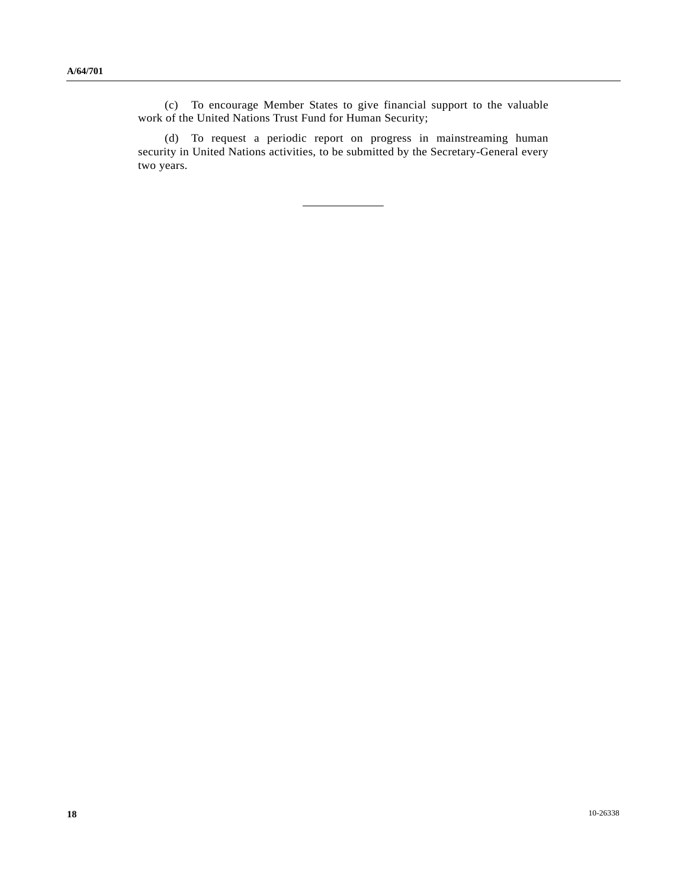(c) To encourage Member States to give financial support to the valuable work of the United Nations Trust Fund for Human Security;

(d) To request a periodic report on progress in mainstreaming human security in United Nations activities, to be submitted by the Secretary-General every two years.